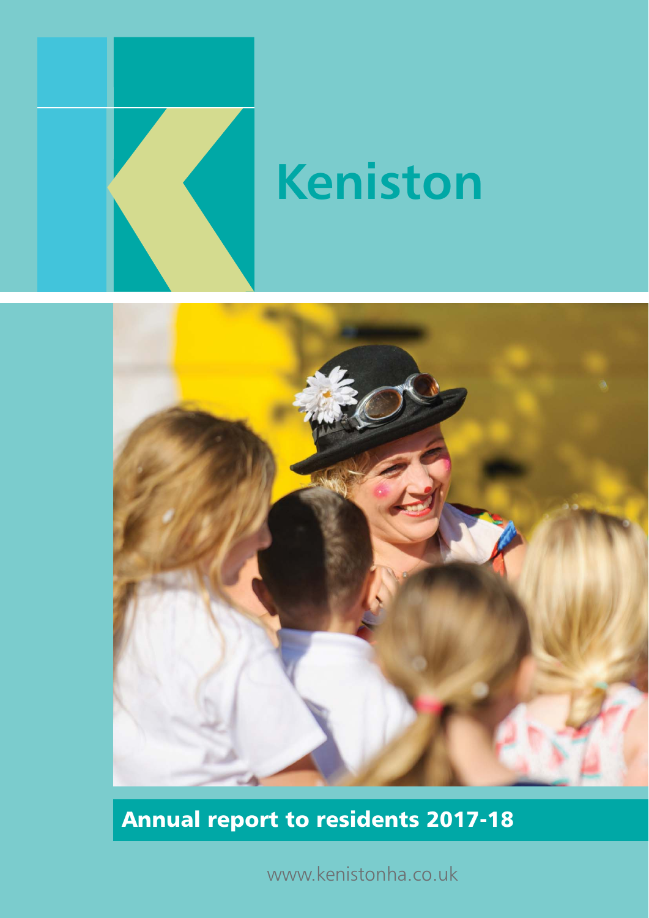# Keniston

## Annual report to residents 2017-18

www.kenistonha.co.uk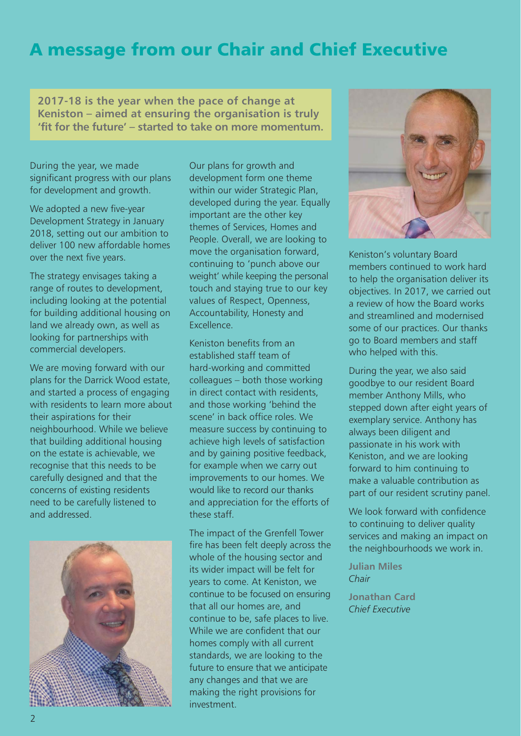# A message from our Chair and Chief Executive

**2017-18 is the year when the pace of change at Keniston – aimed at ensuring the organisation is truly 'fit for the future' – started to take on more momentum.**

During the year, we made significant progress with our plans for development and growth.

We adopted a new five-year Development Strategy in January 2018, setting out our ambition to deliver 100 new affordable homes over the next five years.

The strategy envisages taking a range of routes to development, including looking at the potential for building additional housing on land we already own, as well as looking for partnerships with commercial developers.

We are moving forward with our plans for the Darrick Wood estate, and started a process of engaging with residents to learn more about their aspirations for their neighbourhood. While we believe that building additional housing on the estate is achievable, we recognise that this needs to be carefully designed and that the concerns of existing residents need to be carefully listened to and addressed.

Our plans for growth and development form one theme within our wider Strategic Plan, developed during the year. Equally important are the other key themes of Services, Homes and People. Overall, we are looking to move the organisation forward, continuing to 'punch above our weight' while keeping the personal touch and staying true to our key values of Respect, Openness, Accountability, Honesty and Excellence.

Keniston benefits from an established staff team of hard-working and committed colleagues – both those working in direct contact with residents, and those working 'behind the scene' in back office roles. We measure success by continuing to achieve high levels of satisfaction and by gaining positive feedback, for example when we carry out improvements to our homes. We would like to record our thanks and appreciation for the efforts of these staff.

The impact of the Grenfell Tower fire has been felt deeply across the whole of the housing sector and its wider impact will be felt for years to come. At Keniston, we continue to be focused on ensuring that all our homes are, and continue to be, safe places to live. While we are confident that our homes comply with all current standards, we are looking to the future to ensure that we anticipate any changes and that we are making the right provisions for investment.

Keniston's voluntary Board members continued to work hard to help the organisation deliver its objectives. In 2017, we carried out a review of how the Board works and streamlined and modernised some of our practices. Our thanks go to Board members and staff who helped with this.

During the year, we also said goodbye to our resident Board member Anthony Mills, who stepped down after eight years of exemplary service. Anthony has always been diligent and passionate in his work with Keniston, and we are looking forward to him continuing to make a valuable contribution as part of our resident scrutiny panel.

We look forward with confidence to continuing to deliver quality services and making an impact on the neighbourhoods we work in.

**Julian Miles**
*Chair*

**Jonathan Card**
*Chief Executive*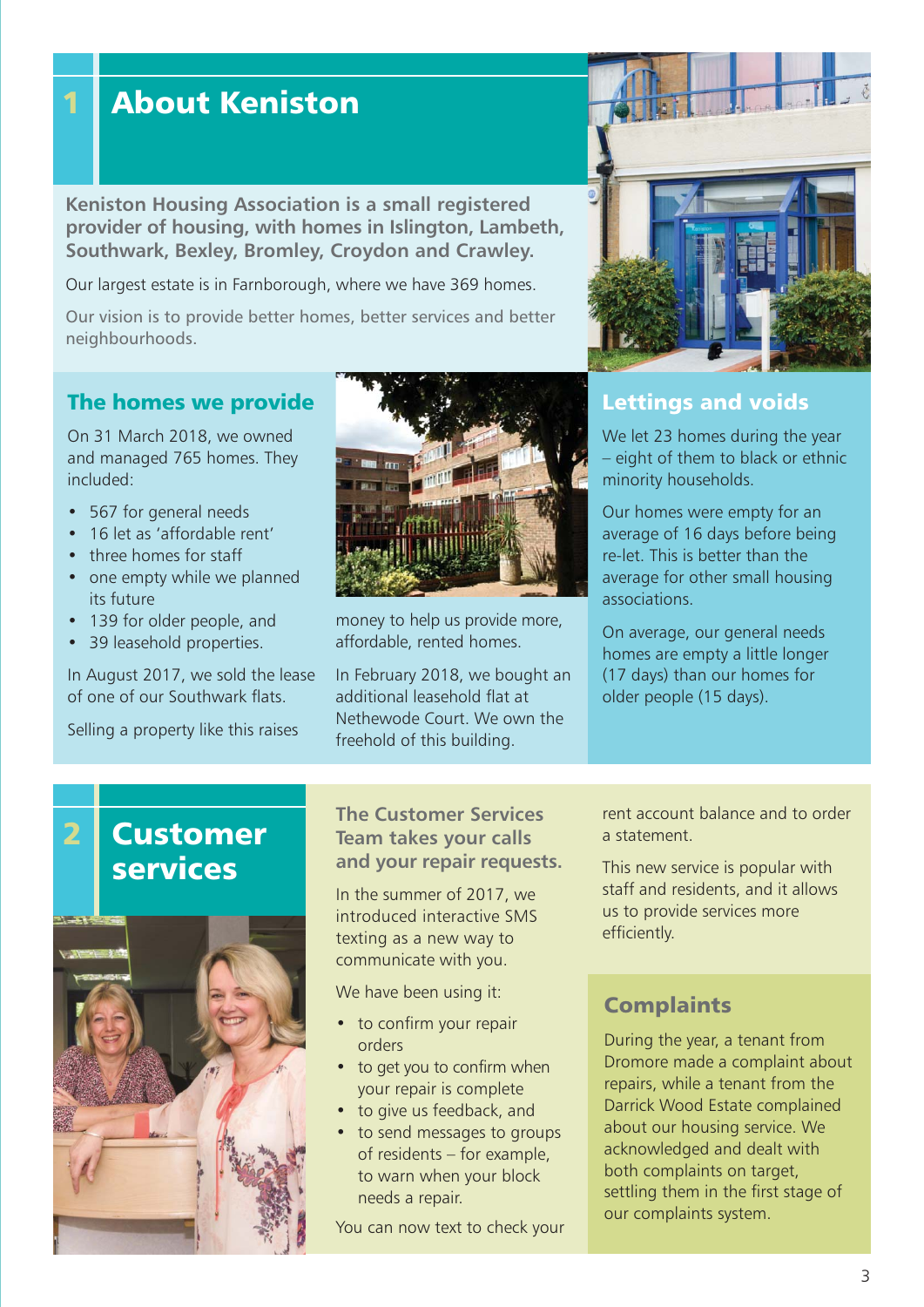# 1 About Keniston

**Keniston Housing Association is a small registered provider of housing, with homes in Islington, Lambeth, Southwark, Bexley, Bromley, Croydon and Crawley.**

Our largest estate is in Farnborough, where we have 369 homes.

Our vision is to provide better homes, better services and better neighbourhoods.

## The homes we provide

On 31 March 2018, we owned and managed 765 homes. They included:

- 567 for general needs
- 16 let as 'affordable rent'
- three homes for staff
- one empty while we planned its future
- 139 for older people, and
- 39 leasehold properties.

In August 2017, we sold the lease of one of our Southwark flats.

Selling a property like this raises money to help us provide more, affordable, rented homes.

In February 2018, we bought an additional leasehold flat at Nethewode Court. We own the freehold of this building.

## Lettings and voids

We let 23 homes during the year – eight of them to black or ethnic minority households.

Our homes were empty for an average of 16 days before being re-let. This is better than the average for other small housing associations.

On average, our general needs homes are empty a little longer (17 days) than our homes for older people (15 days).

# 2 Customer services

**The Customer Services Team takes your calls and your repair requests.**

In the summer of 2017, we introduced interactive SMS texting as a new way to communicate with you.

We have been using it:

- to confirm your repair orders
- to get you to confirm when your repair is complete
- to give us feedback, and
- to send messages to groups of residents – for example, to warn when your block needs a repair.

You can now text to check your rent account balance and to order a statement.

This new service is popular with staff and residents, and it allows us to provide services more efficiently.

## Complaints

During the year, a tenant from Dromore made a complaint about repairs, while a tenant from the Darrick Wood Estate complained about our housing service. We acknowledged and dealt with both complaints on target, settling them in the first stage of our complaints system.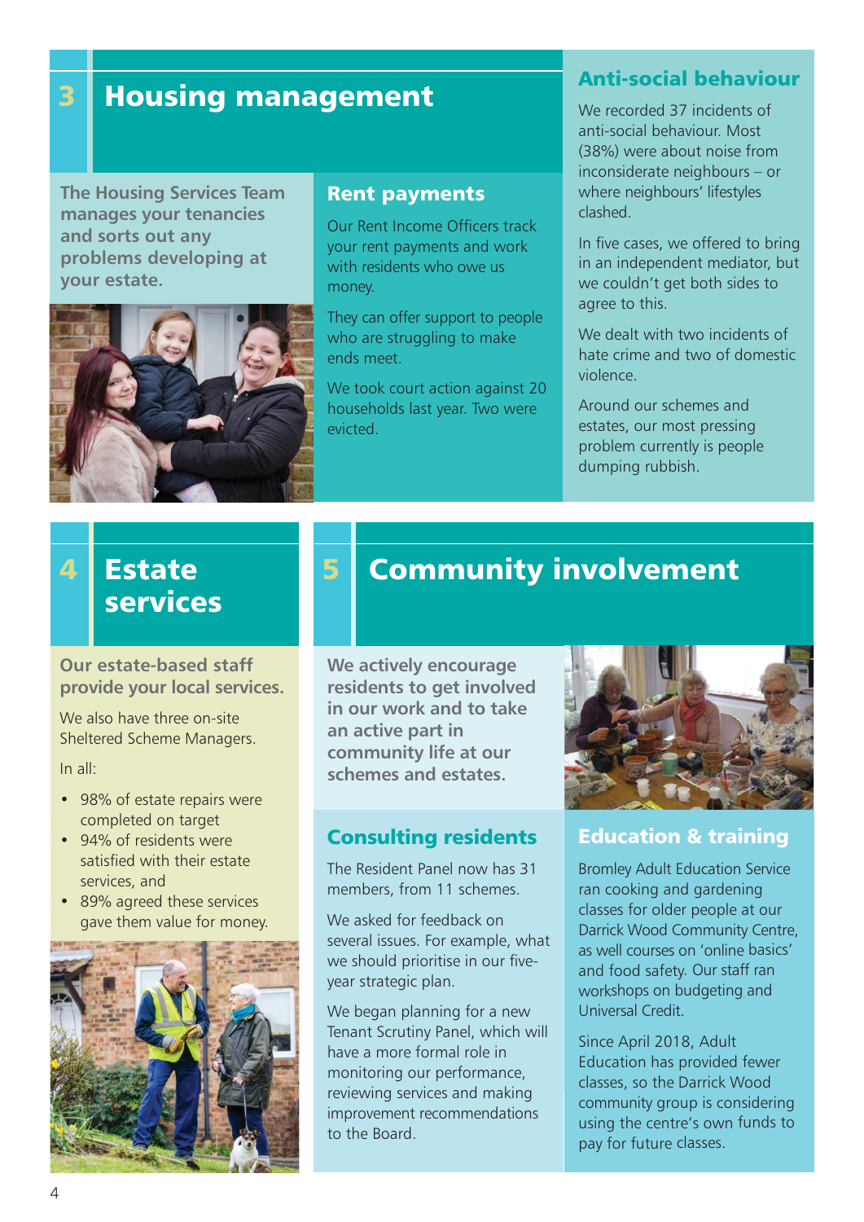# 3 Housing management

**The Housing Services Team manages your tenancies and sorts out any problems developing at your estate.**

## Rent payments

Our Rent Income Officers track your rent payments and work with residents who owe us money.

They can offer support to people who are struggling to make ends meet.

We took court action against 20 households last year. Two were evicted.

## Anti-social behaviour

We recorded 37 incidents of anti-social behaviour. Most (38%) were about noise from inconsiderate neighbours – or where neighbours' lifestyles clashed.

In five cases, we offered to bring in an independent mediator, but we couldn't get both sides to agree to this.

We dealt with two incidents of hate crime and two of domestic violence.

Around our schemes and estates, our most pressing problem currently is people dumping rubbish.

# 4 Estate services

**Our estate-based staff provide your local services.**

We also have three on-site Sheltered Scheme Managers.

In all:

- 98% of estate repairs were completed on target
- 94% of residents were satisfied with their estate services, and
- 89% agreed these services gave them value for money.

# 5 Community involvement

**We actively encourage residents to get involved in our work and to take an active part in community life at our schemes and estates.**

## Consulting residents

The Resident Panel now has 31 members, from 11 schemes.

We asked for feedback on several issues. For example, what we should prioritise in our five-year strategic plan.

We began planning for a new Tenant Scrutiny Panel, which will have a more formal role in monitoring our performance, reviewing services and making improvement recommendations to the Board.

## Education & training

Bromley Adult Education Service ran cooking and gardening classes for older people at our Darrick Wood Community Centre, as well courses on 'online basics' and food safety. Our staff ran workshops on budgeting and Universal Credit.

Since April 2018, Adult Education has provided fewer classes, so the Darrick Wood community group is considering using the centre's own funds to pay for future classes.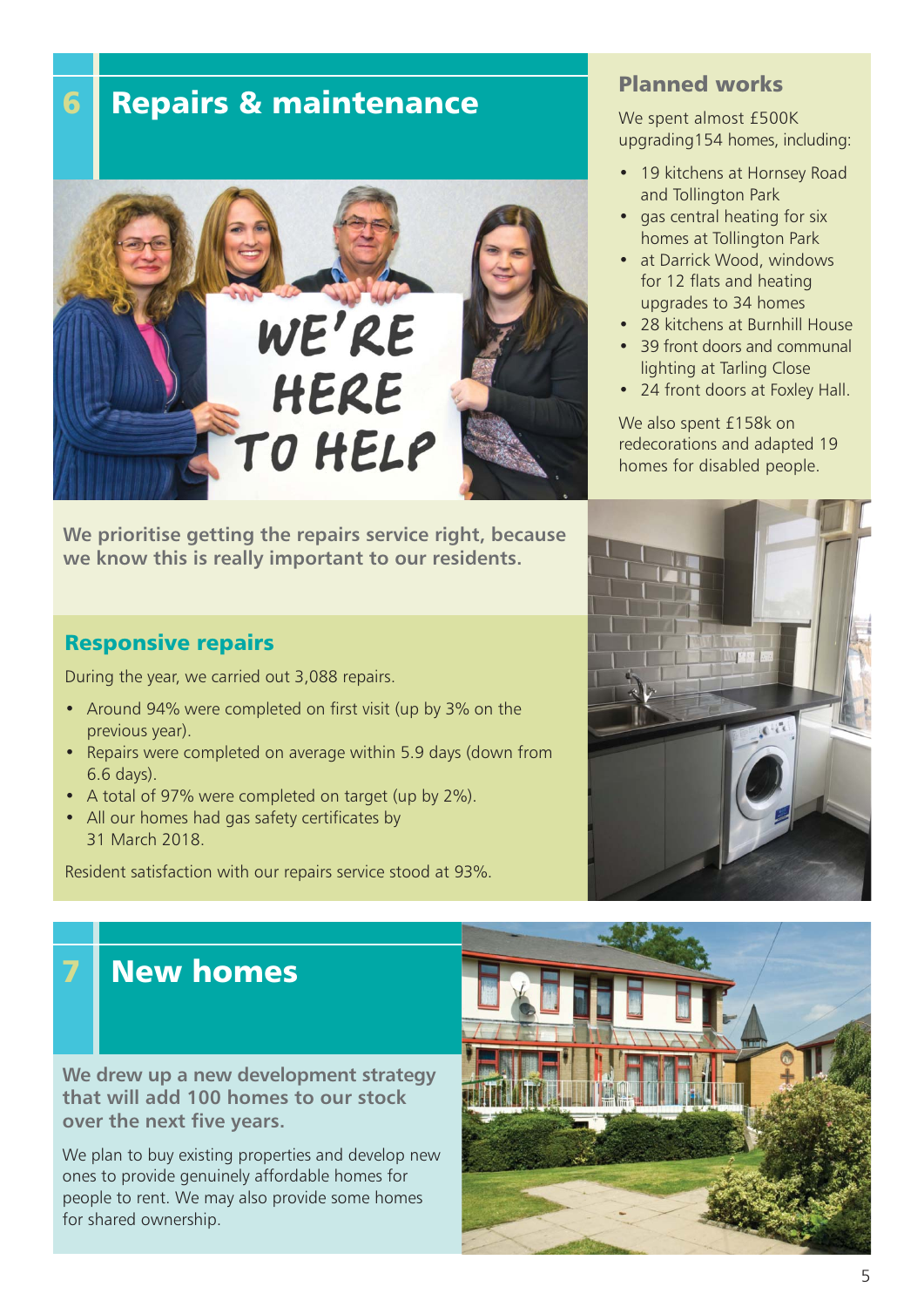## 6 Repairs & maintenance

**We prioritise getting the repairs service right, because we know this is really important to our residents.**

### Responsive repairs

During the year, we carried out 3,088 repairs.

- Around 94% were completed on first visit (up by 3% on the previous year).
- Repairs were completed on average within 5.9 days (down from 6.6 days).
- A total of 97% were completed on target (up by 2%).
- All our homes had gas safety certificates by 31 March 2018.

Resident satisfaction with our repairs service stood at 93%.

### Planned works

We spent almost £500K upgrading154 homes, including:

- 19 kitchens at Hornsey Road and Tollington Park
- gas central heating for six homes at Tollington Park
- at Darrick Wood, windows for 12 flats and heating upgrades to 34 homes
- 28 kitchens at Burnhill House
- 39 front doors and communal lighting at Tarling Close
- 24 front doors at Foxley Hall.

We also spent £158k on redecorations and adapted 19 homes for disabled people.

## 7 New homes

**We drew up a new development strategy that will add 100 homes to our stock over the next five years.**

We plan to buy existing properties and develop new ones to provide genuinely affordable homes for people to rent. We may also provide some homes for shared ownership.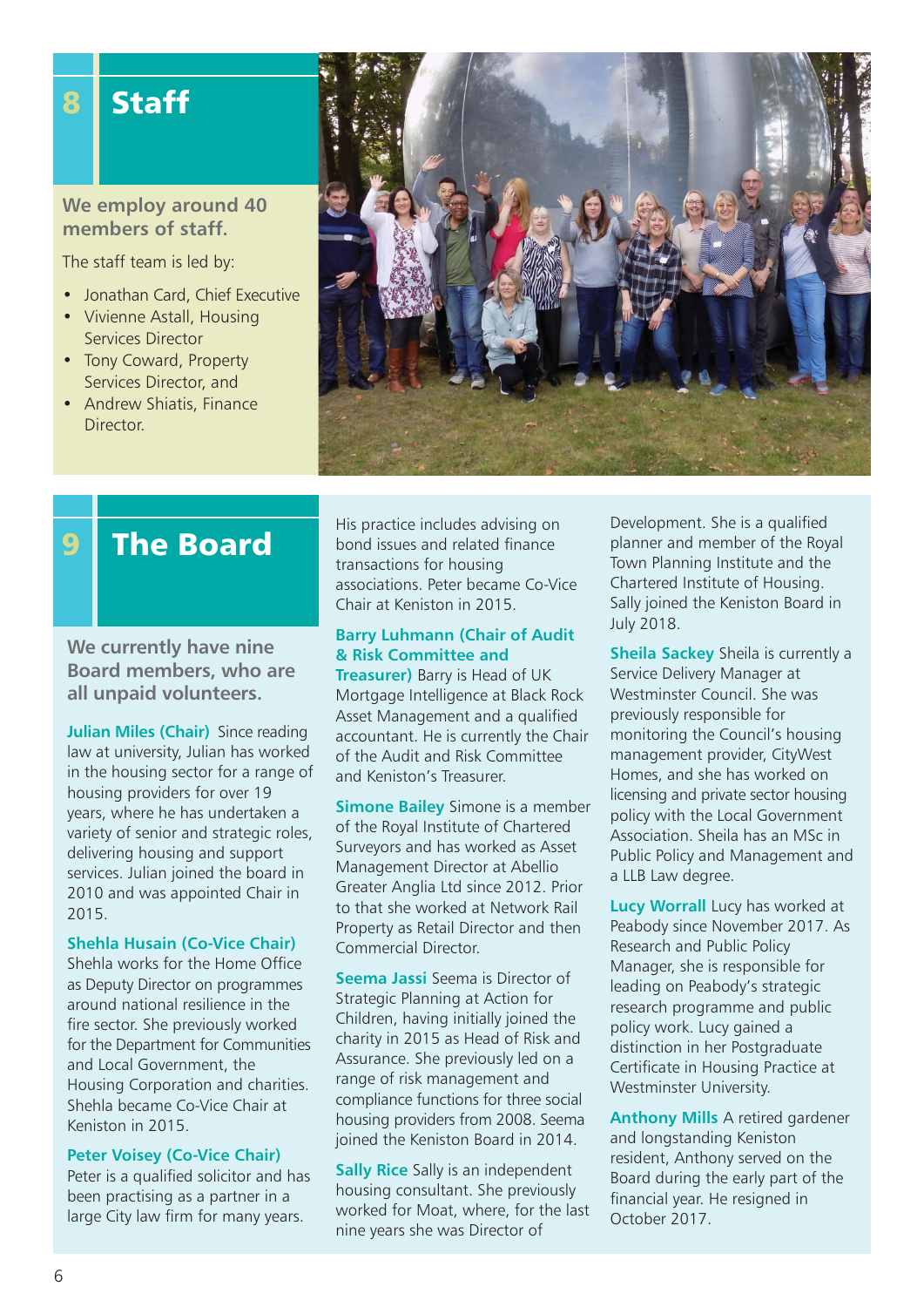# 8 Staff

**We employ around 40 members of staff.**

The staff team is led by:

- Jonathan Card, Chief Executive
- Vivienne Astall, Housing Services Director
- Tony Coward, Property Services Director, and
- Andrew Shiatis, Finance Director.

# 9 The Board

**We currently have nine Board members, who are all unpaid volunteers.**

**Julian Miles (Chair)** Since reading law at university, Julian has worked in the housing sector for a range of housing providers for over 19 years, where he has undertaken a variety of senior and strategic roles, delivering housing and support services. Julian joined the board in 2010 and was appointed Chair in 2015.

**Shehla Husain (Co-Vice Chair)** Shehla works for the Home Office as Deputy Director on programmes around national resilience in the fire sector. She previously worked for the Department for Communities and Local Government, the Housing Corporation and charities. Shehla became Co-Vice Chair at Keniston in 2015.

**Peter Voisey (Co-Vice Chair)** Peter is a qualified solicitor and has been practising as a partner in a large City law firm for many years. His practice includes advising on bond issues and related finance transactions for housing associations. Peter became Co-Vice Chair at Keniston in 2015.

**Barry Luhmann (Chair of Audit & Risk Committee and Treasurer)** Barry is Head of UK Mortgage Intelligence at Black Rock Asset Management and a qualified accountant. He is currently the Chair of the Audit and Risk Committee and Keniston's Treasurer.

**Simone Bailey** Simone is a member of the Royal Institute of Chartered Surveyors and has worked as Asset Management Director at Abellio Greater Anglia Ltd since 2012. Prior to that she worked at Network Rail Property as Retail Director and then Commercial Director.

**Seema Jassi** Seema is Director of Strategic Planning at Action for Children, having initially joined the charity in 2015 as Head of Risk and Assurance. She previously led on a range of risk management and compliance functions for three social housing providers from 2008. Seema joined the Keniston Board in 2014.

**Sally Rice** Sally is an independent housing consultant. She previously worked for Moat, where, for the last nine years she was Director of Development. She is a qualified planner and member of the Royal Town Planning Institute and the Chartered Institute of Housing. Sally joined the Keniston Board in July 2018.

**Sheila Sackey** Sheila is currently a Service Delivery Manager at Westminster Council. She was previously responsible for monitoring the Council's housing management provider, CityWest Homes, and she has worked on licensing and private sector housing policy with the Local Government Association. Sheila has an MSc in Public Policy and Management and a LLB Law degree.

**Lucy Worrall** Lucy has worked at Peabody since November 2017. As Research and Public Policy Manager, she is responsible for leading on Peabody's strategic research programme and public policy work. Lucy gained a distinction in her Postgraduate Certificate in Housing Practice at Westminster University.

**Anthony Mills** A retired gardener and longstanding Keniston resident, Anthony served on the Board during the early part of the financial year. He resigned in October 2017.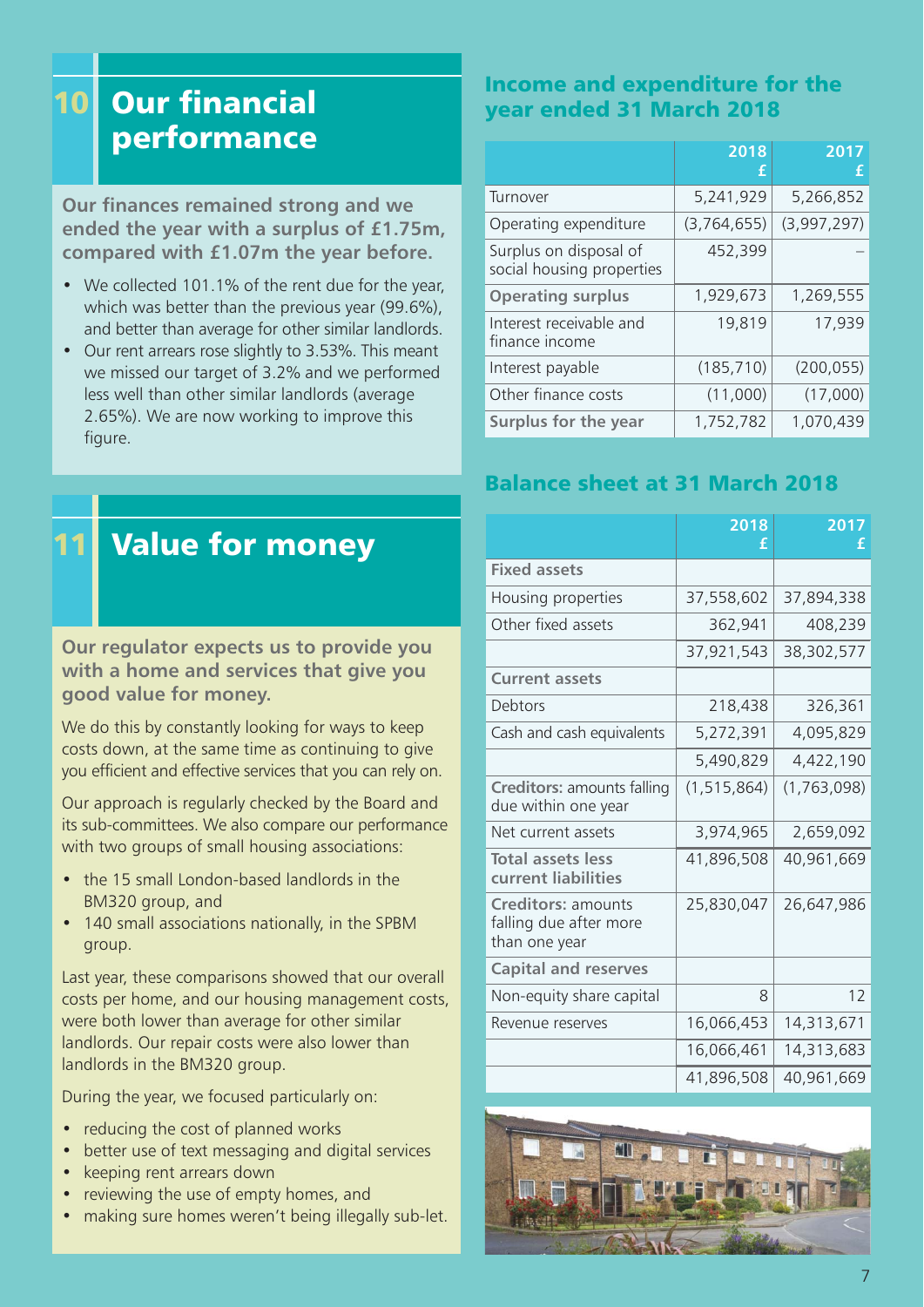## 10 Our financial performance

**Our finances remained strong and we ended the year with a surplus of £1.75m, compared with £1.07m the year before.**

- We collected 101.1% of the rent due for the year, which was better than the previous year (99.6%), and better than average for other similar landlords.
- Our rent arrears rose slightly to 3.53%. This meant we missed our target of 3.2% and we performed less well than other similar landlords (average 2.65%). We are now working to improve this figure.

## 11 Value for money

**Our regulator expects us to provide you with a home and services that give you good value for money.**

We do this by constantly looking for ways to keep costs down, at the same time as continuing to give you efficient and effective services that you can rely on.

Our approach is regularly checked by the Board and its sub-committees. We also compare our performance with two groups of small housing associations:

- the 15 small London-based landlords in the BM320 group, and
- 140 small associations nationally, in the SPBM group.

Last year, these comparisons showed that our overall costs per home, and our housing management costs, were both lower than average for other similar landlords. Our repair costs were also lower than landlords in the BM320 group.

During the year, we focused particularly on:

- reducing the cost of planned works
- better use of text messaging and digital services
- keeping rent arrears down
- reviewing the use of empty homes, and
- making sure homes weren't being illegally sub-let.

### Income and expenditure for the year ended 31 March 2018

| | 2018 £ | 2017 £ |
|---|---|---|
| Turnover | 5,241,929 | 5,266,852 |
| Operating expenditure | (3,764,655) | (3,997,297) |
| Surplus on disposal of social housing properties | 452,399 | – |
| **Operating surplus** | 1,929,673 | 1,269,555 |
| Interest receivable and finance income | 19,819 | 17,939 |
| Interest payable | (185,710) | (200,055) |
| Other finance costs | (11,000) | (17,000) |
| **Surplus for the year** | 1,752,782 | 1,070,439 |

### Balance sheet at 31 March 2018

| | 2018 £ | 2017 £ |
|---|---|---|
| **Fixed assets** | | |
| Housing properties | 37,558,602 | 37,894,338 |
| Other fixed assets | 362,941 | 408,239 |
| | 37,921,543 | 38,302,577 |
| **Current assets** | | |
| Debtors | 218,438 | 326,361 |
| Cash and cash equivalents | 5,272,391 | 4,095,829 |
| | 5,490,829 | 4,422,190 |
| **Creditors:** amounts falling due within one year | (1,515,864) | (1,763,098) |
| Net current assets | 3,974,965 | 2,659,092 |
| **Total assets less current liabilities** | 41,896,508 | 40,961,669 |
| **Creditors:** amounts falling due after more than one year | 25,830,047 | 26,647,986 |
| **Capital and reserves** | | |
| Non-equity share capital | 8 | 12 |
| Revenue reserves | 16,066,453 | 14,313,671 |
| | 16,066,461 | 14,313,683 |
| | 41,896,508 | 40,961,669 |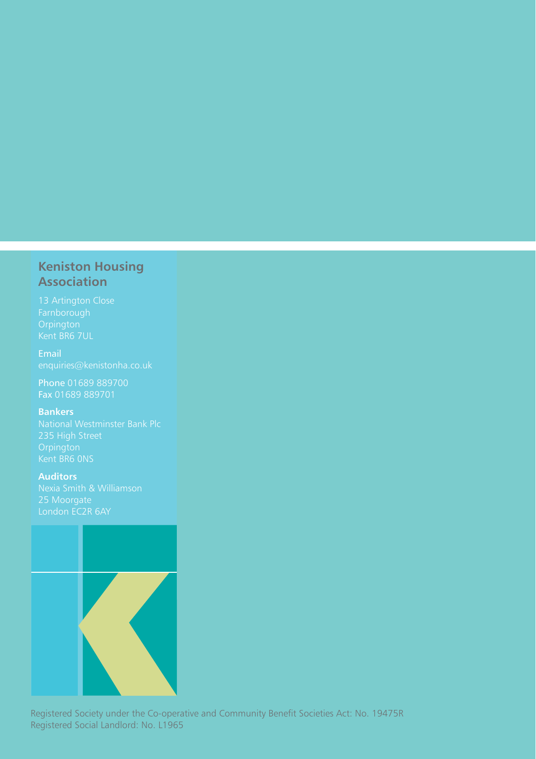## Keniston Housing Association

13 Artington Close
Farnborough
Orpington
Kent BR6 7UL

**Email**
enquiries@kenistonha.co.uk

**Phone** 01689 889700
**Fax** 01689 889701

**Bankers**
National Westminster Bank Plc
235 High Street
Orpington
Kent BR6 0NS

**Auditors**
Nexia Smith & Williamson
25 Moorgate
London EC2R 6AY

Registered Society under the Co-operative and Community Benefit Societies Act: No. 19475R
Registered Social Landlord: No. L1965